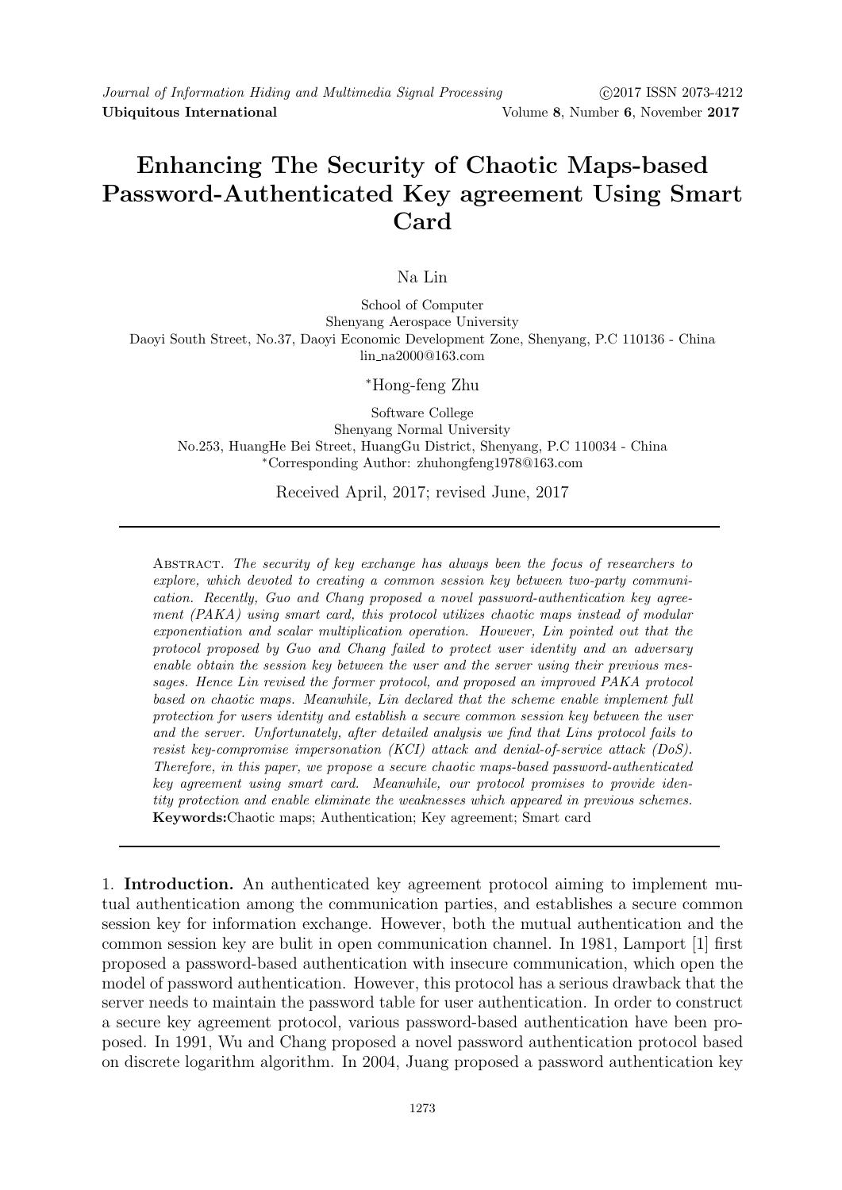# Enhancing The Security of Chaotic Maps-based Password-Authenticated Key agreement Using Smart Card

Na Lin

School of Computer
Shenyang Aerospace University
Daoyi South Street, No.37, Daoyi Economic Development Zone, Shenyang, P.C 110136 - China
lin_na2000@163.com

*Hong-feng Zhu

Software College
Shenyang Normal University
No.253, HuangHe Bei Street, HuangGu District, Shenyang, P.C 110034 - China
*Corresponding Author: zhuhongfeng1978@163.com

Received April, 2017; revised June, 2017

---

Abstract. *The security of key exchange has always been the focus of researchers to explore, which devoted to creating a common session key between two-party communication. Recently, Guo and Chang proposed a novel password-authentication key agreement (PAKA) using smart card, this protocol utilizes chaotic maps instead of modular exponentiation and scalar multiplication operation. However, Lin pointed out that the protocol proposed by Guo and Chang failed to protect user identity and an adversary enable obtain the session key between the user and the server using their previous messages. Hence Lin revised the former protocol, and proposed an improved PAKA protocol based on chaotic maps. Meanwhile, Lin declared that the scheme enable implement full protection for users identity and establish a secure common session key between the user and the server. Unfortunately, after detailed analysis we find that Lins protocol fails to resist key-compromise impersonation (KCI) attack and denial-of-service attack (DoS). Therefore, in this paper, we propose a secure chaotic maps-based password-authenticated key agreement using smart card. Meanwhile, our protocol promises to provide identity protection and enable eliminate the weaknesses which appeared in previous schemes.*

**Keywords:** Chaotic maps; Authentication; Key agreement; Smart card

---

1. **Introduction.** An authenticated key agreement protocol aiming to implement mutual authentication among the communication parties, and establishes a secure common session key for information exchange. However, both the mutual authentication and the common session key are bulit in open communication channel. In 1981, Lamport [1] first proposed a password-based authentication with insecure communication, which open the model of password authentication. However, this protocol has a serious drawback that the server needs to maintain the password table for user authentication. In order to construct a secure key agreement protocol, various password-based authentication have been proposed. In 1991, Wu and Chang proposed a novel password authentication protocol based on discrete logarithm algorithm. In 2004, Juang proposed a password authentication key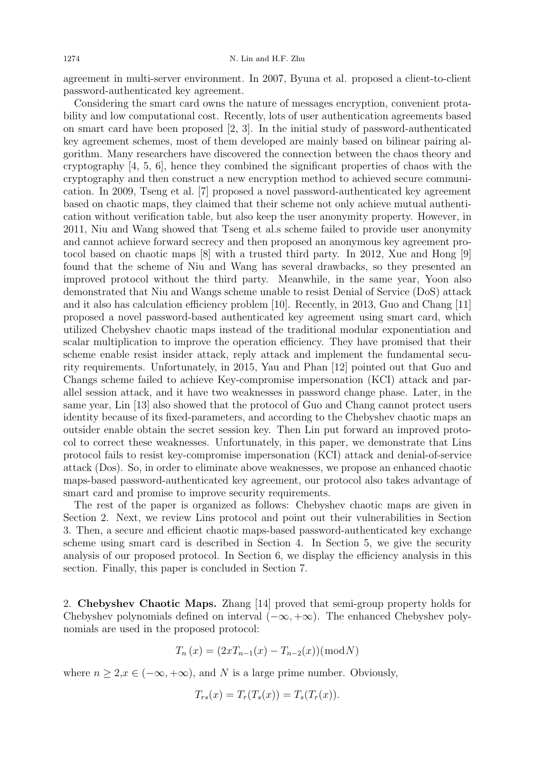agreement in multi-server environment. In 2007, Byuna et al. proposed a client-to-client password-authenticated key agreement.

Considering the smart card owns the nature of messages encryption, convenient protability and low computational cost. Recently, lots of user authentication agreements based on smart card have been proposed [2, 3]. In the initial study of password-authenticated key agreement schemes, most of them developed are mainly based on bilinear pairing algorithm. Many researchers have discovered the connection between the chaos theory and cryptography [4, 5, 6], hence they combined the significant properties of chaos with the cryptography and then construct a new encryption method to achieved secure communication. In 2009, Tseng et al. [7] proposed a novel password-authenticated key agreement based on chaotic maps, they claimed that their scheme not only achieve mutual authentication without verification table, but also keep the user anonymity property. However, in 2011, Niu and Wang showed that Tseng et al.s scheme failed to provide user anonymity and cannot achieve forward secrecy and then proposed an anonymous key agreement protocol based on chaotic maps [8] with a trusted third party. In 2012, Xue and Hong [9] found that the scheme of Niu and Wang has several drawbacks, so they presented an improved protocol without the third party. Meanwhile, in the same year, Yoon also demonstrated that Niu and Wangs scheme unable to resist Denial of Service (DoS) attack and it also has calculation efficiency problem [10]. Recently, in 2013, Guo and Chang [11] proposed a novel password-based authenticated key agreement using smart card, which utilized Chebyshev chaotic maps instead of the traditional modular exponentiation and scalar multiplication to improve the operation efficiency. They have promised that their scheme enable resist insider attack, reply attack and implement the fundamental security requirements. Unfortunately, in 2015, Yau and Phan [12] pointed out that Guo and Changs scheme failed to achieve Key-compromise impersonation (KCI) attack and parallel session attack, and it have two weaknesses in password change phase. Later, in the same year, Lin [13] also showed that the protocol of Guo and Chang cannot protect users identity because of its fixed-parameters, and according to the Chebyshev chaotic maps an outsider enable obtain the secret session key. Then Lin put forward an improved protocol to correct these weaknesses. Unfortunately, in this paper, we demonstrate that Lins protocol fails to resist key-compromise impersonation (KCI) attack and denial-of-service attack (Dos). So, in order to eliminate above weaknesses, we propose an enhanced chaotic maps-based password-authenticated key agreement, our protocol also takes advantage of smart card and promise to improve security requirements.

The rest of the paper is organized as follows: Chebyshev chaotic maps are given in Section 2. Next, we review Lins protocol and point out their vulnerabilities in Section 3. Then, a secure and efficient chaotic maps-based password-authenticated key exchange scheme using smart card is described in Section 4. In Section 5, we give the security analysis of our proposed protocol. In Section 6, we display the efficiency analysis in this section. Finally, this paper is concluded in Section 7.

## 2. Chebyshev Chaotic Maps.

Zhang [14] proved that semi-group property holds for Chebyshev polynomials defined on interval $(-\infty, +\infty)$. The enhanced Chebyshev polynomials are used in the proposed protocol:

$$T_n(x) = (2xT_{n-1}(x) - T_{n-2}(x))(\bmod N)$$

where $n \geq 2, x \in (-\infty, +\infty)$, and $N$ is a large prime number. Obviously,

$$T_{rs}(x) = T_r(T_s(x)) = T_s(T_r(x)).$$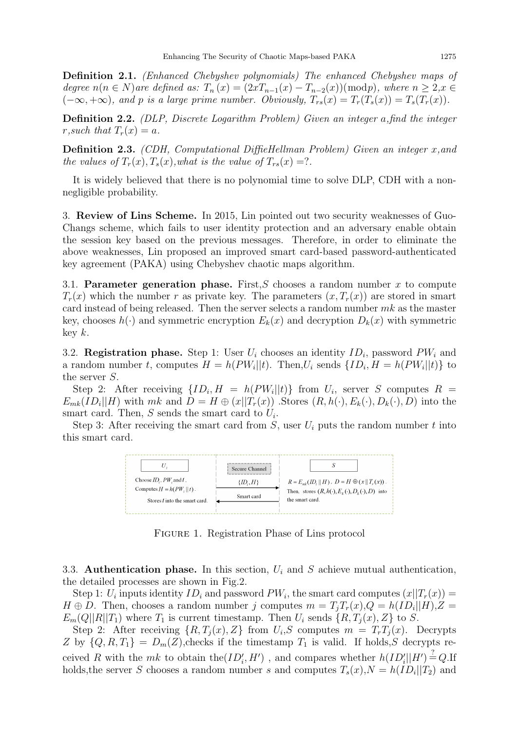**Definition 2.1.** *(Enhanced Chebyshev polynomials) The enhanced Chebyshev maps of degree $n(n \in N)$ are defined as: $T_n(x) = (2xT_{n-1}(x) - T_{n-2}(x))(\mathrm{mod}p)$, where $n \geq 2, x \in (-\infty, +\infty)$, and $p$ is a large prime number. Obviously, $T_{rs}(x) = T_r(T_s(x)) = T_s(T_r(x))$.*

**Definition 2.2.** *(DLP, Discrete Logarithm Problem) Given an integer $a$,find the integer $r$,such that $T_r(x) = a$.*

**Definition 2.3.** *(CDH, Computational DiffieHellman Problem) Given an integer $x$,and the values of $T_r(x), T_s(x)$,what is the value of $T_{rs}(x) =$?.*

It is widely believed that there is no polynomial time to solve DLP, CDH with a non-negligible probability.

3. **Review of Lins Scheme.** In 2015, Lin pointed out two security weaknesses of Guo-Changs scheme, which fails to user identity protection and an adversary enable obtain the session key based on the previous messages. Therefore, in order to eliminate the above weaknesses, Lin proposed an improved smart card-based password-authenticated key agreement (PAKA) using Chebyshev chaotic maps algorithm.

3.1. **Parameter generation phase.** First,$S$ chooses a random number $x$ to compute $T_r(x)$ which the number $r$ as private key. The parameters $(x, T_r(x))$ are stored in smart card instead of being released. Then the server selects a random number $mk$ as the master key, chooses $h(\cdot)$ and symmetric encryption $E_k(x)$ and decryption $D_k(x)$ with symmetric key $k$.

3.2. **Registration phase.** Step 1: User $U_i$ chooses an identity $ID_i$, password $PW_i$ and a random number $t$, computes $H = h(PW_i||t)$. Then,$U_i$ sends $\{ID_i, H = h(PW_i||t)\}$ to the server $S$.

Step 2: After receiving $\{ID_i, H = h(PW_i||t)\}$ from $U_i$, server $S$ computes $R = E_{mk}(ID_i||H)$ with $mk$ and $D = H \oplus (x||T_r(x))$ .Stores $(R, h(\cdot), E_k(\cdot), D_k(\cdot), D)$ into the smart card. Then, $S$ sends the smart card to $U_i$.

Step 3: After receiving the smart card from $S$, user $U_i$ puts the random number $t$ into this smart card.

Figure 1. Registration Phase of Lins protocol

3.3. **Authentication phase.** In this section, $U_i$ and $S$ achieve mutual authentication, the detailed processes are shown in Fig.2.

Step 1: $U_i$ inputs identity $ID_i$ and password $PW_i$, the smart card computes $(x||T_r(x)) = H \oplus D$. Then, chooses a random number $j$ computes $m = T_jT_r(x)$,$Q = h(ID_i||H)$,$Z = E_m(Q||R||T_1)$ where $T_1$ is current timestamp. Then $U_i$ sends $\{R, T_j(x), Z\}$ to $S$.

Step 2: After receiving $\{R, T_j(x), Z\}$ from $U_i$,$S$ computes $m = T_rT_j(x)$. Decrypts $Z$ by $\{Q, R, T_1\} = D_m(Z)$,checks if the timestamp $T_1$ is valid. If holds,$S$ decrypts received $R$ with the $mk$ to obtain the$(ID_i', H')$ , and compares whether $h(ID_i'||H') \stackrel{?}{=} Q$.If holds,the server $S$ chooses a random number $s$ and computes $T_s(x)$,$N = h(ID_i||T_2)$ and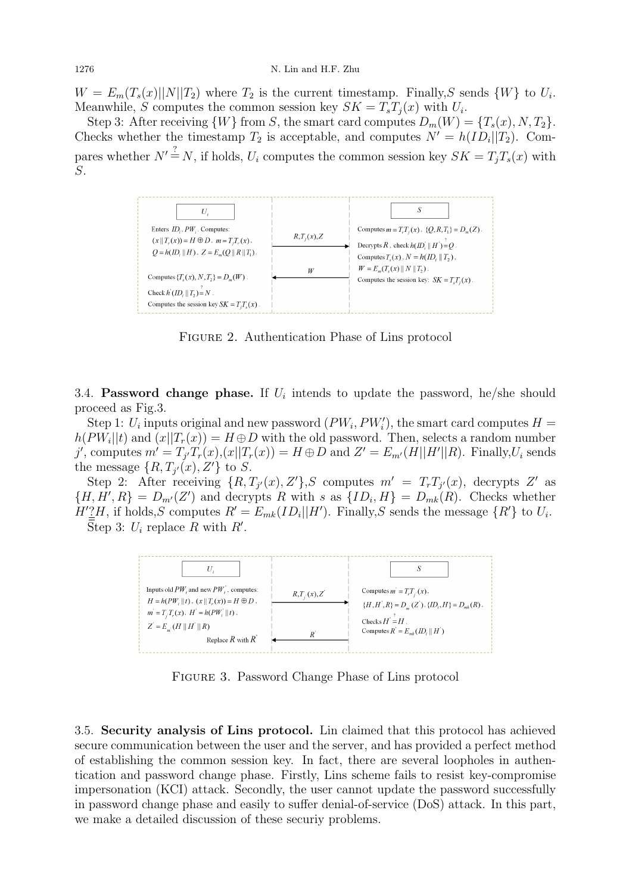$W = E_m(T_s(x)||N||T_2)$ where $T_2$ is the current timestamp. Finally,$S$ sends $\{W\}$ to $U_i$. Meanwhile, $S$ computes the common session key $SK = T_sT_j(x)$ with $U_i$.

Step 3: After receiving $\{W\}$ from $S$, the smart card computes $D_m(W) = \{T_s(x), N, T_2\}$. Checks whether the timestamp $T_2$ is acceptable, and computes $N' = h(ID_i||T_2)$. Compares whether $N' \stackrel{?}{=} N$, if holds, $U_i$ computes the common session key $SK = T_jT_s(x)$ with $S$.

| $U_i$ | | $S$ |
|---|---|---|
| Enters $ID_i$, $PW_i$. Computes: $(x\|\|T_r(x)) = H \oplus D$. $m = T_jT_r(x)$. $Q = h(ID_i\|\|H)$. $Z = E_m(Q\|\|R\|\|T_1)$. | $R, T_j(x), Z$ → | Computes $m = T_rT_j(x)$. $\{Q, R, T_1\} = D_m(Z)$. Decrypts $R$, check $h(ID_i\|\|H') \stackrel{?}{=} Q$. Computes $T_s(x)$. $N = h(ID_i\|\|T_2)$. $W = E_m(T_s(x)\|\|N\|\|T_2)$. Computes the session key: $SK = T_sT_j(x)$. |
| Computes $\{T_s(x), N, T_2\} = D_m(W)$. Check $h'(ID_i\|\|T_2) \stackrel{?}{=} N$. Computes the session key $SK = T_jT_s(x)$. | ← $W$ | |

Figure 2. Authentication Phase of Lins protocol

3.4. **Password change phase.** If $U_i$ intends to update the password, he/she should proceed as Fig.3.

Step 1: $U_i$ inputs original and new password $(PW_i, PW_i')$, the smart card computes $H = h(PW_i||t)$ and $(x||T_r(x)) = H \oplus D$ with the old password. Then, selects a random number $j'$, computes $m' = T_{j'}T_r(x)$,$(x||T_r(x)) = H \oplus D$ and $Z' = E_{m'}(H||H'||R)$. Finally,$U_i$ sends the message $\{R, T_{j'}(x), Z'\}$ to $S$.

Step 2: After receiving $\{R, T_{j'}(x), Z'\}$,$S$ computes $m' = T_rT_{j'}(x)$, decrypts $Z'$ as $\{H, H', R\} = D_{m'}(Z')$ and decrypts $R$ with $s$ as $\{ID_i, H\} = D_{mk}(R)$. Checks whether $H' \stackrel{?}{=} H$, if holds,$S$ computes $R' = E_{mk}(ID_i||H')$. Finally,$S$ sends the message $\{R'\}$ to $U_i$.

Step 3: $U_i$ replace $R$ with $R'$.

| $U_i$ | | $S$ |
|---|---|---|
| Inputs old $PW_i$ and new $PW_i'$, computes: $H = h(PW_i\|\|t)$. $(x\|\|T_r(x)) = H \oplus D$. $m' = T_{j'}T_r(x)$. $H' = h(PW_i'\|\|t)$. $Z' = E_{m'}(H\|\|H'\|\|R)$ | $R, T_{j'}(x), Z'$ → | Computes $m' = T_rT_{j'}(x)$. $\{H, H', R\} = D_{m'}(Z')$. $\{ID_i, H\} = D_{mk}(R)$. Checks $H' \stackrel{?}{=} H$. Computes $R' = E_{mk}(ID_i\|\|H')$ |
| Replace $R$ with $R'$ | ← $R'$ | |

Figure 3. Password Change Phase of Lins protocol

3.5. **Security analysis of Lins protocol.** Lin claimed that this protocol has achieved secure communication between the user and the server, and has provided a perfect method of establishing the common session key. In fact, there are several loopholes in authentication and password change phase. Firstly, Lins scheme fails to resist key-compromise impersonation (KCI) attack. Secondly, the user cannot update the password successfully in password change phase and easily to suffer denial-of-service (DoS) attack. In this part, we make a detailed discussion of these securiy problems.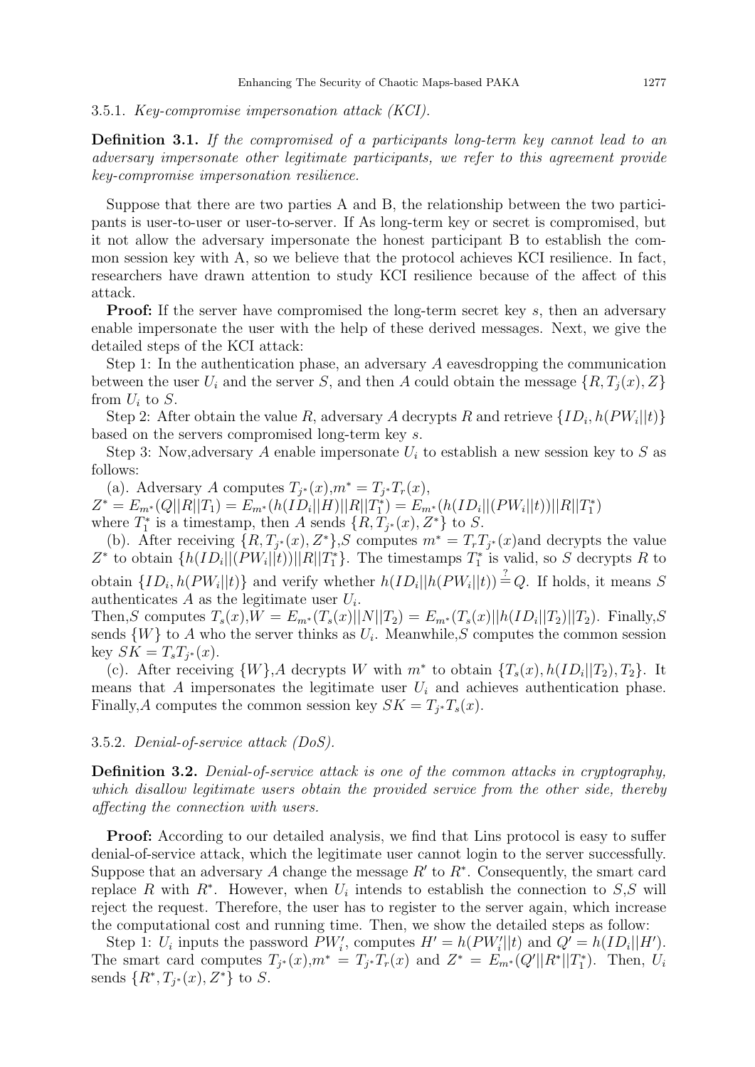#### 3.5.1. *Key-compromise impersonation attack (KCI).*

**Definition 3.1.** *If the compromised of a participants long-term key cannot lead to an adversary impersonate other legitimate participants, we refer to this agreement provide key-compromise impersonation resilience.*

Suppose that there are two parties A and B, the relationship between the two participants is user-to-user or user-to-server. If As long-term key or secret is compromised, but it not allow the adversary impersonate the honest participant B to establish the common session key with A, so we believe that the protocol achieves KCI resilience. In fact, researchers have drawn attention to study KCI resilience because of the affect of this attack.

**Proof:** If the server have compromised the long-term secret key $s$, then an adversary enable impersonate the user with the help of these derived messages. Next, we give the detailed steps of the KCI attack:

Step 1: In the authentication phase, an adversary $A$ eavesdropping the communication between the user $U_i$ and the server $S$, and then $A$ could obtain the message $\{R, T_j(x), Z\}$ from $U_i$ to $S$.

Step 2: After obtain the value $R$, adversary $A$ decrypts $R$ and retrieve $\{ID_i, h(PW_i||t)\}$ based on the servers compromised long-term key $s$.

Step 3: Now,adversary $A$ enable impersonate $U_i$ to establish a new session key to $S$ as follows:

(a). Adversary $A$ computes $T_{j^*}(x)$,$m^* = T_{j^*}T_r(x)$,
$Z^* = E_{m^*}(Q||R||T_1) = E_{m^*}(h(ID_i||H)||R||T_1^*) = E_{m^*}(h(ID_i||(PW_i||t))||R||T_1^*)$
where $T_1^*$ is a timestamp, then $A$ sends $\{R, T_{j^*}(x), Z^*\}$ to $S$.

(b). After receiving $\{R, T_{j^*}(x), Z^*\}$,$S$ computes $m^* = T_rT_{j^*}(x)$and decrypts the value $Z^*$ to obtain $\{h(ID_i||(PW_i||t))||R||T_1^*\}$. The timestamps $T_1^*$ is valid, so $S$ decrypts $R$ to obtain $\{ID_i, h(PW_i||t)\}$ and verify whether $h(ID_i||h(PW_i||t)) \stackrel{?}{=} Q$. If holds, it means $S$ authenticates $A$ as the legitimate user $U_i$.
Then,$S$ computes $T_s(x)$,$W = E_{m^*}(T_s(x)||N||T_2) = E_{m^*}(T_s(x)||h(ID_i||T_2)||T_2)$. Finally,$S$ sends $\{W\}$ to $A$ who the server thinks as $U_i$. Meanwhile,$S$ computes the common session key $SK = T_sT_{j^*}(x)$.

(c). After receiving $\{W\}$,$A$ decrypts $W$ with $m^*$ to obtain $\{T_s(x), h(ID_i||T_2), T_2\}$. It means that $A$ impersonates the legitimate user $U_i$ and achieves authentication phase. Finally,$A$ computes the common session key $SK = T_{j^*}T_s(x)$.

#### 3.5.2. *Denial-of-service attack (DoS).*

**Definition 3.2.** *Denial-of-service attack is one of the common attacks in cryptography, which disallow legitimate users obtain the provided service from the other side, thereby affecting the connection with users.*

**Proof:** According to our detailed analysis, we find that Lins protocol is easy to suffer denial-of-service attack, which the legitimate user cannot login to the server successfully. Suppose that an adversary $A$ change the message $R'$ to $R^*$. Consequently, the smart card replace $R$ with $R^*$. However, when $U_i$ intends to establish the connection to $S$,$S$ will reject the request. Therefore, the user has to register to the server again, which increase the computational cost and running time. Then, we show the detailed steps as follow:

Step 1: $U_i$ inputs the password $PW_i'$, computes $H' = h(PW_i'||t)$ and $Q' = h(ID_i||H')$. The smart card computes $T_{j^*}(x)$,$m^* = T_{j^*}T_r(x)$ and $Z^* = E_{m^*}(Q'||R^*||T_1^*)$. Then, $U_i$ sends $\{R^*, T_{j^*}(x), Z^*\}$ to $S$.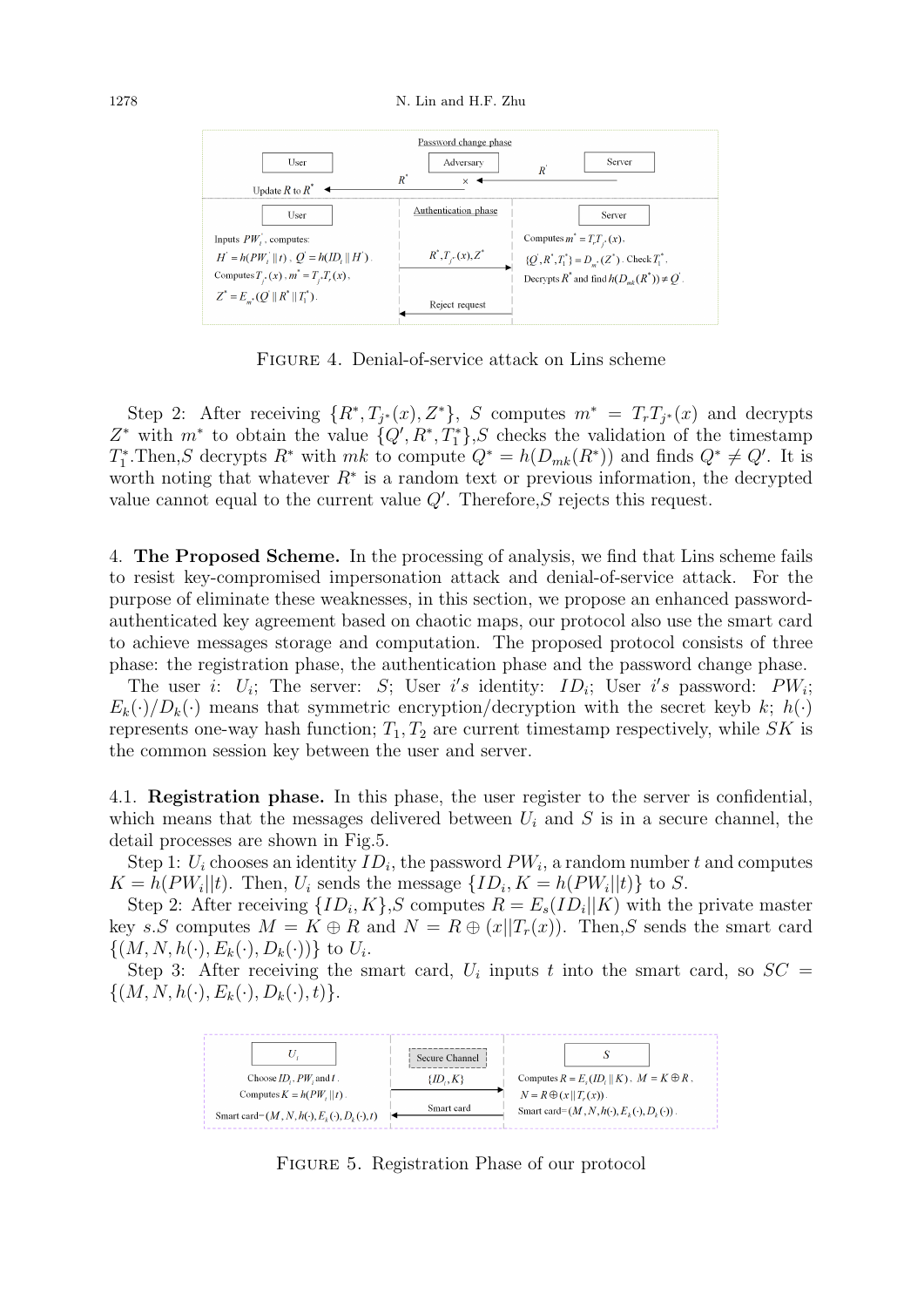FIGURE 4. Denial-of-service attack on Lins scheme

Step 2: After receiving $\{R^*, T_{j^*}(x), Z^*\}$, $S$ computes $m^* = T_r T_{j^*}(x)$ and decrypts $Z^*$ with $m^*$ to obtain the value $\{Q', R^*, T_1^*\}$,$S$ checks the validation of the timestamp $T_1^*$.Then,$S$ decrypts $R^*$ with $mk$ to compute $Q^* = h(D_{mk}(R^*))$ and finds $Q^* \neq Q'$. It is worth noting that whatever $R^*$ is a random text or previous information, the decrypted value cannot equal to the current value $Q'$. Therefore,$S$ rejects this request.

## 4. The Proposed Scheme.

In the processing of analysis, we find that Lins scheme fails to resist key-compromised impersonation attack and denial-of-service attack. For the purpose of eliminate these weaknesses, in this section, we propose an enhanced password-authenticated key agreement based on chaotic maps, our protocol also use the smart card to achieve messages storage and computation. The proposed protocol consists of three phase: the registration phase, the authentication phase and the password change phase.

The user $i$: $U_i$; The server: $S$; User $i's$ identity: $ID_i$; User $i's$ password: $PW_i$; $E_k(\cdot)/D_k(\cdot)$ means that symmetric encryption/decryption with the secret keyb $k$; $h(\cdot)$ represents one-way hash function; $T_1, T_2$ are current timestamp respectively, while $SK$ is the common session key between the user and server.

### 4.1. Registration phase.

In this phase, the user register to the server is confidential, which means that the messages delivered between $U_i$ and $S$ is in a secure channel, the detail processes are shown in Fig.5.

Step 1: $U_i$ chooses an identity $ID_i$, the password $PW_i$, a random number $t$ and computes $K = h(PW_i||t)$. Then, $U_i$ sends the message $\{ID_i, K = h(PW_i||t)\}$ to $S$.

Step 2: After receiving $\{ID_i, K\}$,$S$ computes $R = E_s(ID_i||K)$ with the private master key $s$.$S$ computes $M = K \oplus R$ and $N = R \oplus (x||T_r(x))$. Then,$S$ sends the smart card $\{(M, N, h(\cdot), E_k(\cdot), D_k(\cdot))\}$ to $U_i$.

Step 3: After receiving the smart card, $U_i$ inputs $t$ into the smart card, so $SC = \{(M, N, h(\cdot), E_k(\cdot), D_k(\cdot), t)\}$.

FIGURE 5. Registration Phase of our protocol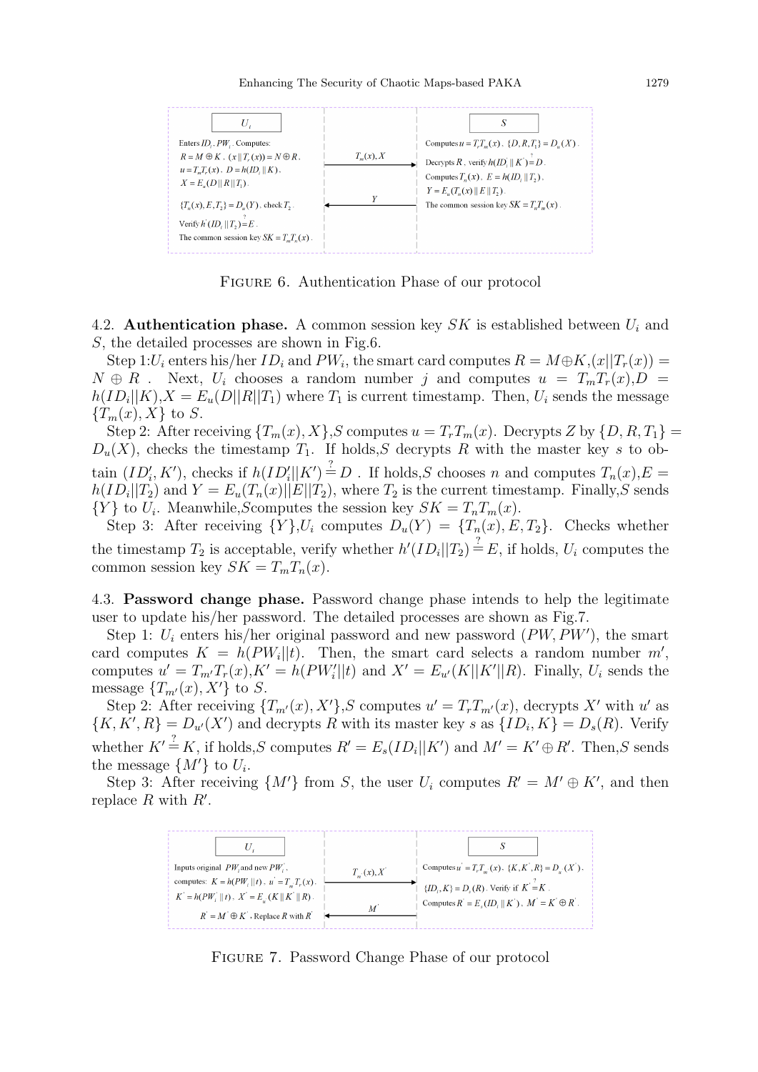| $U_i$ | | $S$ |
|---|---|---|
| Enters $ID_i$, $PW_i$. Computes: $R = M \oplus K$, $(x \| T_r(x)) = N \oplus R$. $u = T_m T_r(x)$, $D = h(ID_i \| K)$. $X = E_u(D \| R \| T_1)$. | $T_m(x), X$ → | Computes $u = T_r T_m(x)$, $\{D, R, T_1\} = D_u(X)$. Decrypts $R$, verify $h(ID_i \| K') \stackrel{?}{=} D$. Computes $T_n(x)$, $E = h(ID_i \| T_2)$. $Y = E_u(T_n(x) \| E \| T_2)$. |
| $\{T_n(x), E, T_2\} = D_u(Y)$, check $T_2$. Verify $h'(ID_i \| T_2) \stackrel{?}{=} E$. The common session key $SK = T_m T_n(x)$. | ← $Y$ | The common session key $SK = T_n T_m(x)$. |

FIGURE 6. Authentication Phase of our protocol

### 4.2. Authentication phase.

A common session key $SK$ is established between $U_i$ and $S$, the detailed processes are shown in Fig.6.

Step 1:$U_i$ enters his/her $ID_i$ and $PW_i$, the smart card computes $R = M \oplus K$,$(x||T_r(x)) = N \oplus R$ . Next, $U_i$ chooses a random number $j$ and computes $u = T_m T_r(x)$,$D = h(ID_i||K)$,$X = E_u(D||R||T_1)$ where $T_1$ is current timestamp. Then, $U_i$ sends the message $\{T_m(x), X\}$ to $S$.

Step 2: After receiving $\{T_m(x), X\}$,$S$ computes $u = T_r T_m(x)$. Decrypts $Z$ by $\{D, R, T_1\} = D_u(X)$, checks the timestamp $T_1$. If holds,$S$ decrypts $R$ with the master key $s$ to obtain $(ID_i', K')$, checks if $h(ID_i'||K') \stackrel{?}{=} D$ . If holds,$S$ chooses $n$ and computes $T_n(x)$,$E = h(ID_i||T_2)$ and $Y = E_u(T_n(x)||E||T_2)$, where $T_2$ is the current timestamp. Finally,$S$ sends $\{Y\}$ to $U_i$. Meanwhile,$S$computes the session key $SK = T_n T_m(x)$.

Step 3: After receiving $\{Y\}$,$U_i$ computes $D_u(Y) = \{T_n(x), E, T_2\}$. Checks whether the timestamp $T_2$ is acceptable, verify whether $h'(ID_i||T_2) \stackrel{?}{=} E$, if holds, $U_i$ computes the common session key $SK = T_m T_n(x)$.

### 4.3. Password change phase.

Password change phase intends to help the legitimate user to update his/her password. The detailed processes are shown as Fig.7.

Step 1: $U_i$ enters his/her original password and new password $(PW, PW')$, the smart card computes $K = h(PW_i||t)$. Then, the smart card selects a random number $m'$, computes $u' = T_{m'} T_r(x)$,$K' = h(PW_i'||t)$ and $X' = E_{u'}(K||K'||R)$. Finally, $U_i$ sends the message $\{T_{m'}(x), X'\}$ to $S$.

Step 2: After receiving $\{T_{m'}(x), X'\}$,$S$ computes $u' = T_r T_{m'}(x)$, decrypts $X'$ with $u'$ as $\{K, K', R\} = D_{u'}(X')$ and decrypts $R$ with its master key $s$ as $\{ID_i, K\} = D_s(R)$. Verify whether $K' \stackrel{?}{=} K$, if holds,$S$ computes $R' = E_s(ID_i||K')$ and $M' = K' \oplus R'$. Then,$S$ sends the message $\{M'\}$ to $U_i$.

Step 3: After receiving $\{M'\}$ from $S$, the user $U_i$ computes $R' = M' \oplus K'$, and then replace $R$ with $R'$.

| $U_i$ | | $S$ |
|---|---|---|
| Inputs original $PW_i$ and new $PW_i'$, computes: $K = h(PW_i \| t)$, $u' = T_{m'} T_r(x)$. $K' = h(PW_i' \| t)$, $X' = E_{u'}(K \| K' \| R)$. | $T_{m'}(x), X'$ → | Computes $u' = T_r T_{m'}(x)$, $\{K, K', R\} = D_{u'}(X')$. $\{ID_i, K\} = D_s(R)$. Verify if $K' \stackrel{?}{=} K$. Computes $R' = E_s(ID_i \| K')$, $M' = K' \oplus R'$. |
| $R' = M' \oplus K'$, Replace $R$ with $R'$ | ← $M'$ | |

FIGURE 7. Password Change Phase of our protocol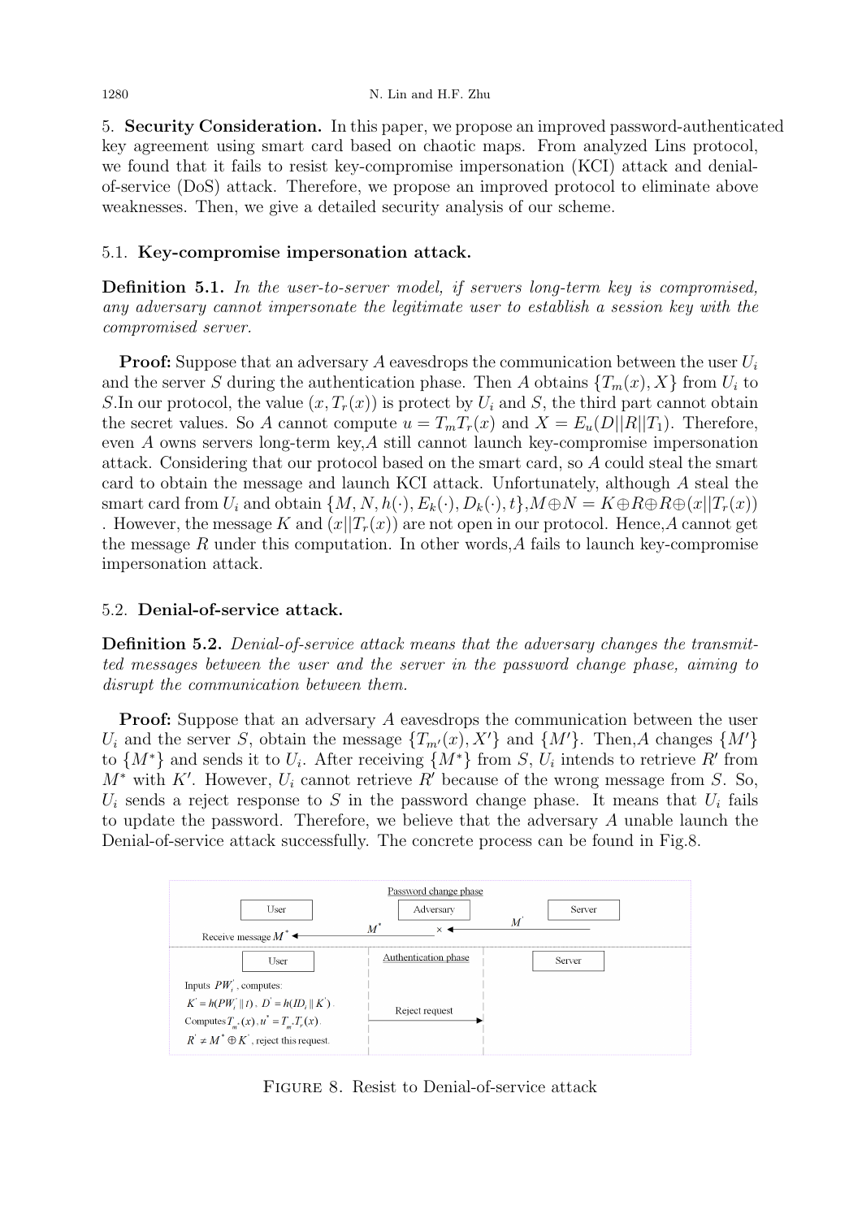5. **Security Consideration.** In this paper, we propose an improved password-authenticated key agreement using smart card based on chaotic maps. From analyzed Lins protocol, we found that it fails to resist key-compromise impersonation (KCI) attack and denial-of-service (DoS) attack. Therefore, we propose an improved protocol to eliminate above weaknesses. Then, we give a detailed security analysis of our scheme.

### 5.1. **Key-compromise impersonation attack.**

**Definition 5.1.** *In the user-to-server model, if servers long-term key is compromised, any adversary cannot impersonate the legitimate user to establish a session key with the compromised server.*

**Proof:** Suppose that an adversary $A$ eavesdrops the communication between the user $U_i$ and the server $S$ during the authentication phase. Then $A$ obtains $\{T_m(x), X\}$ from $U_i$ to $S$.In our protocol, the value $(x, T_r(x))$ is protect by $U_i$ and $S$, the third part cannot obtain the secret values. So $A$ cannot compute $u = T_m T_r(x)$ and $X = E_u(D||R||T_1)$. Therefore, even $A$ owns servers long-term key,$A$ still cannot launch key-compromise impersonation attack. Considering that our protocol based on the smart card, so $A$ could steal the smart card to obtain the message and launch KCI attack. Unfortunately, although $A$ steal the smart card from $U_i$ and obtain $\{M, N, h(\cdot), E_k(\cdot), D_k(\cdot), t\}$,$M \oplus N = K \oplus R \oplus R \oplus (x||T_r(x))$ . However, the message $K$ and $(x||T_r(x))$ are not open in our protocol. Hence,$A$ cannot get the message $R$ under this computation. In other words,$A$ fails to launch key-compromise impersonation attack.

### 5.2. **Denial-of-service attack.**

**Definition 5.2.** *Denial-of-service attack means that the adversary changes the transmitted messages between the user and the server in the password change phase, aiming to disrupt the communication between them.*

**Proof:** Suppose that an adversary $A$ eavesdrops the communication between the user $U_i$ and the server $S$, obtain the message $\{T_{m'}(x), X'\}$ and $\{M'\}$. Then,$A$ changes $\{M'\}$ to $\{M^*\}$ and sends it to $U_i$. After receiving $\{M^*\}$ from $S$, $U_i$ intends to retrieve $R'$ from $M^*$ with $K'$. However, $U_i$ cannot retrieve $R'$ because of the wrong message from $S$. So, $U_i$ sends a reject response to $S$ in the password change phase. It means that $U_i$ fails to update the password. Therefore, we believe that the adversary $A$ unable launch the Denial-of-service attack successfully. The concrete process can be found in Fig.8.

| User | Adversary | Server |
|---|---|---|
| | Password change phase | |
| Receive message $M^*$ ← | $M^*$ ← × | ← $M'$ |
| | Authentication phase | |
| Inputs $PW_i'$, computes: $K' = h(PW_i' \| t)$, $D' = h(ID_i \| K')$. Computes $T_{m'}(x)$, $u' = T_{m'} T_r(x)$. $R' \neq M^* \oplus K'$, reject this request. | Reject request → | |

FIGURE 8. Resist to Denial-of-service attack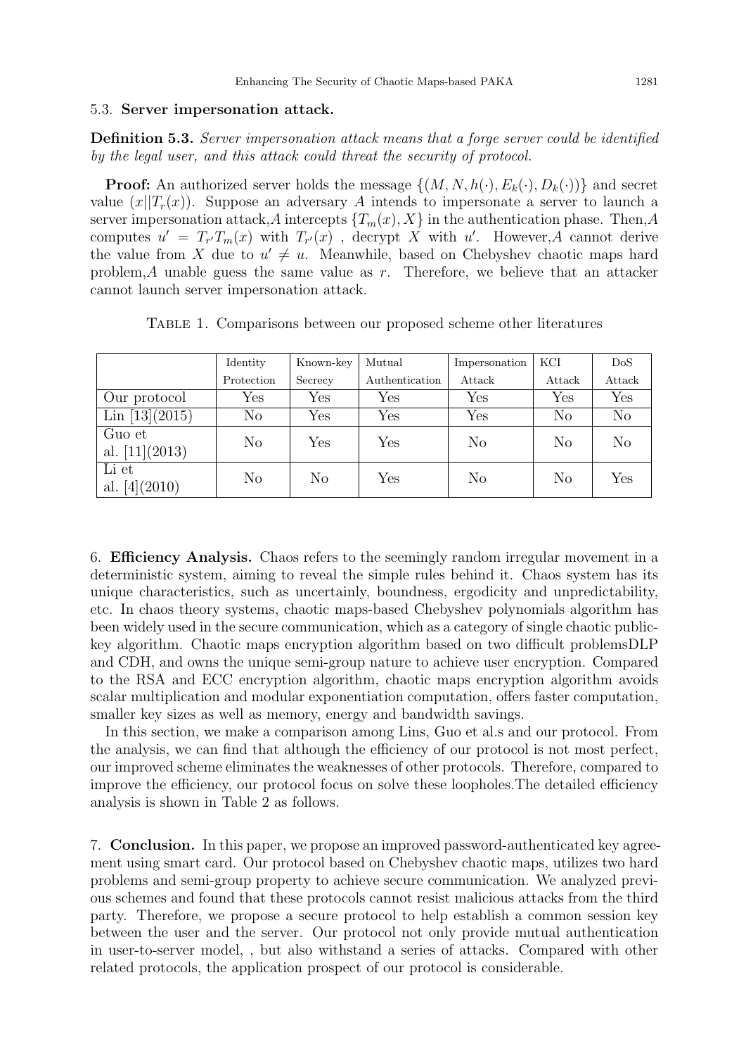### 5.3. Server impersonation attack.

**Definition 5.3.** *Server impersonation attack means that a forge server could be identified by the legal user, and this attack could threat the security of protocol.*

**Proof:** An authorized server holds the message $\{(M, N, h(\cdot), E_k(\cdot), D_k(\cdot))\}$ and secret value $(x||T_r(x))$. Suppose an adversary $A$ intends to impersonate a server to launch a server impersonation attack,$A$ intercepts $\{T_m(x), X\}$ in the authentication phase. Then,$A$ computes $u' = T_{r'}T_m(x)$ with $T_{r'}(x)$ , decrypt $X$ with $u'$. However,$A$ cannot derive the value from $X$ due to $u' \neq u$. Meanwhile, based on Chebyshev chaotic maps hard problem,$A$ unable guess the same value as $r$. Therefore, we believe that an attacker cannot launch server impersonation attack.

Table 1. Comparisons between our proposed scheme other literatures

| | Identity Protection | Known-key Secrecy | Mutual Authentication | Impersonation Attack | KCI Attack | DoS Attack |
|---|---|---|---|---|---|---|
| Our protocol | Yes | Yes | Yes | Yes | Yes | Yes |
| Lin [13](2015) | No | Yes | Yes | Yes | No | No |
| Guo et al. [11](2013) | No | Yes | Yes | No | No | No |
| Li et al. [4](2010) | No | No | Yes | No | No | Yes |

## 6. Efficiency Analysis.

Chaos refers to the seemingly random irregular movement in a deterministic system, aiming to reveal the simple rules behind it. Chaos system has its unique characteristics, such as uncertainly, boundness, ergodicity and unpredictability, etc. In chaos theory systems, chaotic maps-based Chebyshev polynomials algorithm has been widely used in the secure communication, which as a category of single chaotic public-key algorithm. Chaotic maps encryption algorithm based on two difficult problemsDLP and CDH, and owns the unique semi-group nature to achieve user encryption. Compared to the RSA and ECC encryption algorithm, chaotic maps encryption algorithm avoids scalar multiplication and modular exponentiation computation, offers faster computation, smaller key sizes as well as memory, energy and bandwidth savings.

In this section, we make a comparison among Lins, Guo et al.s and our protocol. From the analysis, we can find that although the efficiency of our protocol is not most perfect, our improved scheme eliminates the weaknesses of other protocols. Therefore, compared to improve the efficiency, our protocol focus on solve these loopholes.The detailed efficiency analysis is shown in Table 2 as follows.

## 7. Conclusion.

In this paper, we propose an improved password-authenticated key agreement using smart card. Our protocol based on Chebyshev chaotic maps, utilizes two hard problems and semi-group property to achieve secure communication. We analyzed previous schemes and found that these protocols cannot resist malicious attacks from the third party. Therefore, we propose a secure protocol to help establish a common session key between the user and the server. Our protocol not only provide mutual authentication in user-to-server model, , but also withstand a series of attacks. Compared with other related protocols, the application prospect of our protocol is considerable.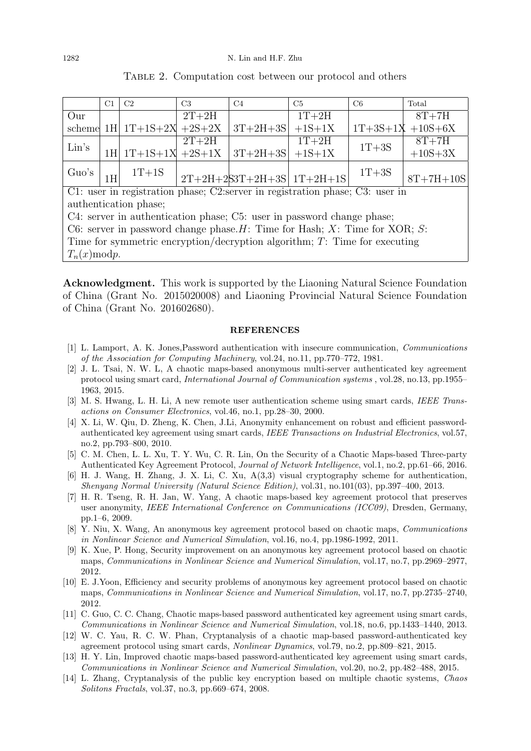Table 2. Computation cost between our protocol and others

| | C1 | C2 | C3 | C4 | C5 | C6 | Total |
|---|---|---|---|---|---|---|---|
| Our scheme | 1H | 1T+1S+2X | 2T+2H +2S+2X | 3T+2H+3S | 1T+2H +1S+1X | 1T+3S+1X | 8T+7H +10S+6X |
| Lin's | 1H | 1T+1S+1X | 2T+2H +2S+1X | 3T+2H+3S | 1T+2H +1S+1X | 1T+3S | 8T+7H +10S+3X |
| Guo's | 1H | 1T+1S | 2T+2H+2S | 3T+2H+3S | 1T+2H+1S | 1T+3S | 8T+7H+10S |

C1: user in registration phase; C2:server in registration phase; C3: user in authentication phase;
C4: server in authentication phase; C5: user in password change phase;
C6: server in password change phase.$H$: Time for Hash; $X$: Time for XOR; $S$: Time for symmetric encryption/decryption algorithm; $T$: Time for executing $T_n(x) \bmod p$.

**Acknowledgment.** This work is supported by the Liaoning Natural Science Foundation of China (Grant No. 2015020008) and Liaoning Provincial Natural Science Foundation of China (Grant No. 201602680).

## REFERENCES

[1] L. Lamport, A. K. Jones,Password authentication with insecure communication, *Communications of the Association for Computing Machinery*, vol.24, no.11, pp.770–772, 1981.

[2] J. L. Tsai, N. W. L, A chaotic maps-based anonymous multi-server authenticated key agreement protocol using smart card, *International Journal of Communication systems* , vol.28, no.13, pp.1955–1963, 2015.

[3] M. S. Hwang, L. H. Li, A new remote user authentication scheme using smart cards, *IEEE Transactions on Consumer Electronics*, vol.46, no.1, pp.28–30, 2000.

[4] X. Li, W. Qiu, D. Zheng, K. Chen, J.Li, Anonymity enhancement on robust and efficient password-authenticated key agreement using smart cards, *IEEE Transactions on Industrial Electronics*, vol.57, no.2, pp.793–800, 2010.

[5] C. M. Chen, L. L. Xu, T. Y. Wu, C. R. Lin, On the Security of a Chaotic Maps-based Three-party Authenticated Key Agreement Protocol, *Journal of Network Intelligence*, vol.1, no.2, pp.61–66, 2016.

[6] H. J. Wang, H. Zhang, J. X. Li, C. Xu, A(3,3) visual cryptography scheme for authentication, *Shenyang Normal University (Natural Science Edition)*, vol.31, no.101(03), pp.397–400, 2013.

[7] H. R. Tseng, R. H. Jan, W. Yang, A chaotic maps-based key agreement protocol that preserves user anonymity, *IEEE International Conference on Communications (ICC09)*, Dresden, Germany, pp.1–6, 2009.

[8] Y. Niu, X. Wang, An anonymous key agreement protocol based on chaotic maps, *Communications in Nonlinear Science and Numerical Simulation*, vol.16, no.4, pp.1986-1992, 2011.

[9] K. Xue, P. Hong, Security improvement on an anonymous key agreement protocol based on chaotic maps, *Communications in Nonlinear Science and Numerical Simulation*, vol.17, no.7, pp.2969–2977, 2012.

[10] E. J.Yoon, Efficiency and security problems of anonymous key agreement protocol based on chaotic maps, *Communications in Nonlinear Science and Numerical Simulation*, vol.17, no.7, pp.2735–2740, 2012.

[11] C. Guo, C. C. Chang, Chaotic maps-based password authenticated key agreement using smart cards, *Communications in Nonlinear Science and Numerical Simulation*, vol.18, no.6, pp.1433–1440, 2013.

[12] W. C. Yau, R. C. W. Phan, Cryptanalysis of a chaotic map-based password-authenticated key agreement protocol using smart cards, *Nonlinear Dynamics*, vol.79, no.2, pp.809–821, 2015.

[13] H. Y. Lin, Improved chaotic maps-based password-authenticated key agreement using smart cards, *Communications in Nonlinear Science and Numerical Simulation*, vol.20, no.2, pp.482–488, 2015.

[14] L. Zhang, Cryptanalysis of the public key encryption based on multiple chaotic systems, *Chaos Solitons Fractals*, vol.37, no.3, pp.669–674, 2008.